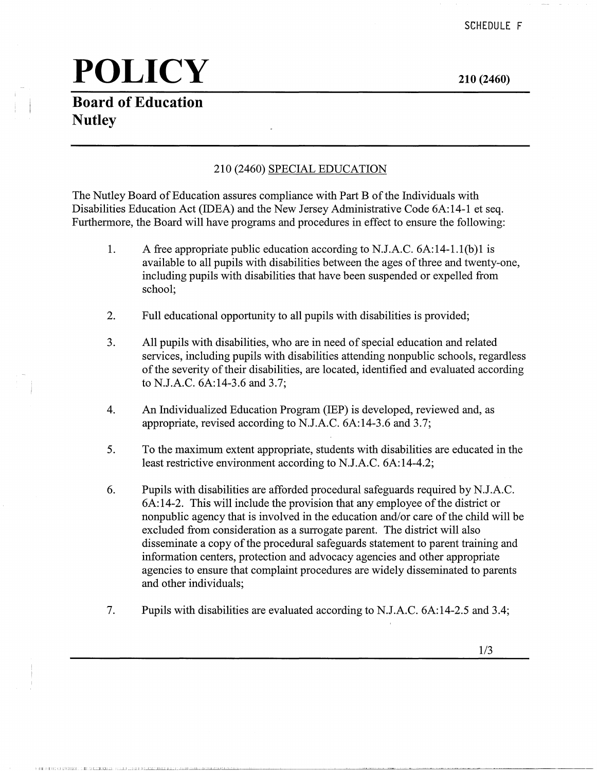SCHEDULE F

# POLICY

**210 (2460)**

## Board of Education
## Nutley

210 (2460) <u>SPECIAL EDUCATION</u>

The Nutley Board of Education assures compliance with Part B of the Individuals with Disabilities Education Act (IDEA) and the New Jersey Administrative Code 6A:14-1 et seq. Furthermore, the Board will have programs and procedures in effect to ensure the following:

1. A free appropriate public education according to N.J.A.C. 6A:14-1.1(b)1 is available to all pupils with disabilities between the ages of three and twenty-one, including pupils with disabilities that have been suspended or expelled from school;

2. Full educational opportunity to all pupils with disabilities is provided;

3. All pupils with disabilities, who are in need of special education and related services, including pupils with disabilities attending nonpublic schools, regardless of the severity of their disabilities, are located, identified and evaluated according to N.J.A.C. 6A:14-3.6 and 3.7;

4. An Individualized Education Program (IEP) is developed, reviewed and, as appropriate, revised according to N.J.A.C. 6A:14-3.6 and 3.7;

5. To the maximum extent appropriate, students with disabilities are educated in the least restrictive environment according to N.J.A.C. 6A:14-4.2;

6. Pupils with disabilities are afforded procedural safeguards required by N.J.A.C. 6A:14-2. This will include the provision that any employee of the district or nonpublic agency that is involved in the education and/or care of the child will be excluded from consideration as a surrogate parent. The district will also disseminate a copy of the procedural safeguards statement to parent training and information centers, protection and advocacy agencies and other appropriate agencies to ensure that complaint procedures are widely disseminated to parents and other individuals;

7. Pupils with disabilities are evaluated according to N.J.A.C. 6A:14-2.5 and 3.4;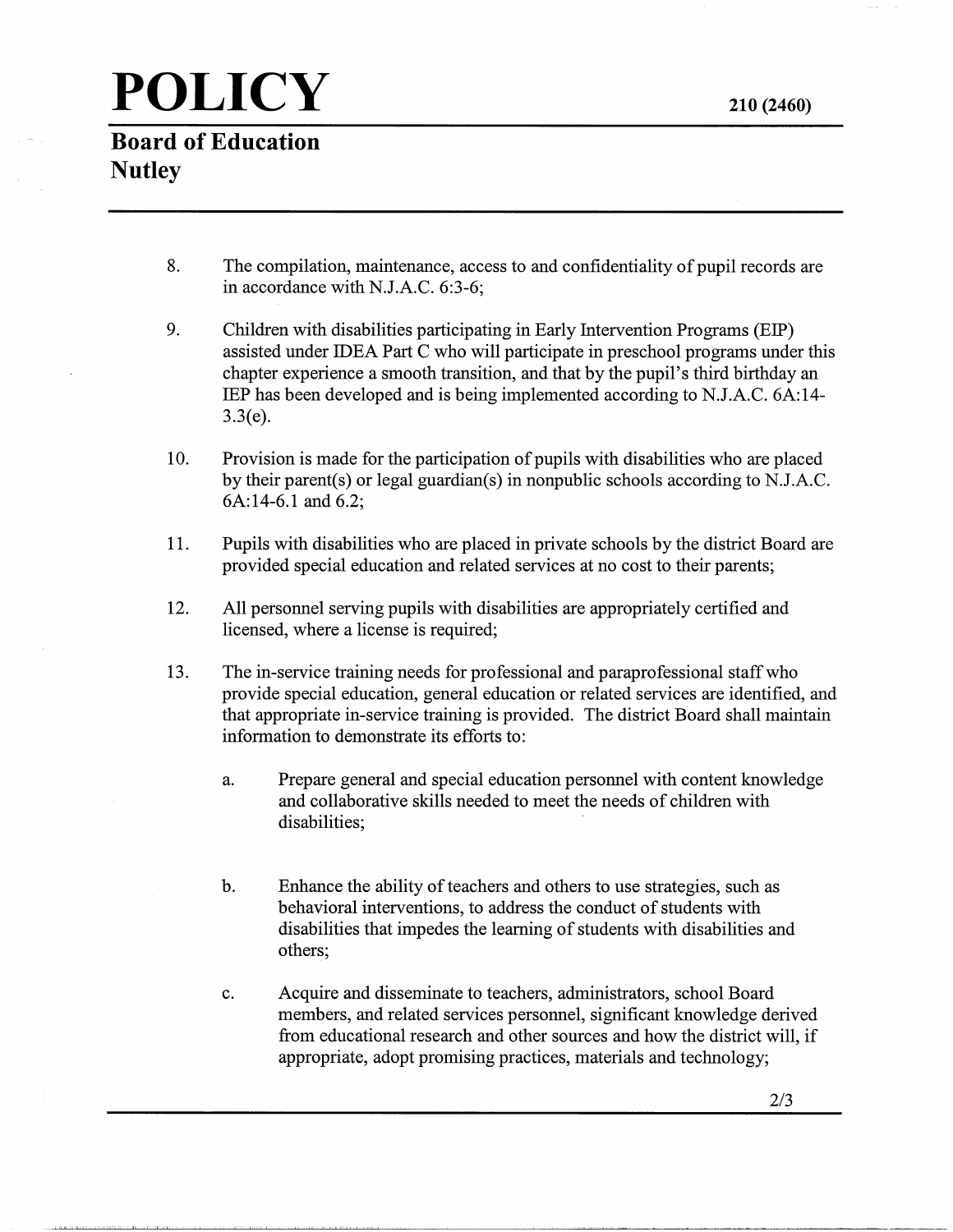8. The compilation, maintenance, access to and confidentiality of pupil records are in accordance with N.J.A.C. 6:3-6;

9. Children with disabilities participating in Early Intervention Programs (EIP) assisted under IDEA Part C who will participate in preschool programs under this chapter experience a smooth transition, and that by the pupil's third birthday an IEP has been developed and is being implemented according to N.J.A.C. 6A:14-3.3(e).

10. Provision is made for the participation of pupils with disabilities who are placed by their parent(s) or legal guardian(s) in nonpublic schools according to N.J.A.C. 6A:14-6.1 and 6.2;

11. Pupils with disabilities who are placed in private schools by the district Board are provided special education and related services at no cost to their parents;

12. All personnel serving pupils with disabilities are appropriately certified and licensed, where a license is required;

13. The in-service training needs for professional and paraprofessional staff who provide special education, general education or related services are identified, and that appropriate in-service training is provided. The district Board shall maintain information to demonstrate its efforts to:

    a. Prepare general and special education personnel with content knowledge and collaborative skills needed to meet the needs of children with disabilities;

    b. Enhance the ability of teachers and others to use strategies, such as behavioral interventions, to address the conduct of students with disabilities that impedes the learning of students with disabilities and others;

    c. Acquire and disseminate to teachers, administrators, school Board members, and related services personnel, significant knowledge derived from educational research and other sources and how the district will, if appropriate, adopt promising practices, materials and technology;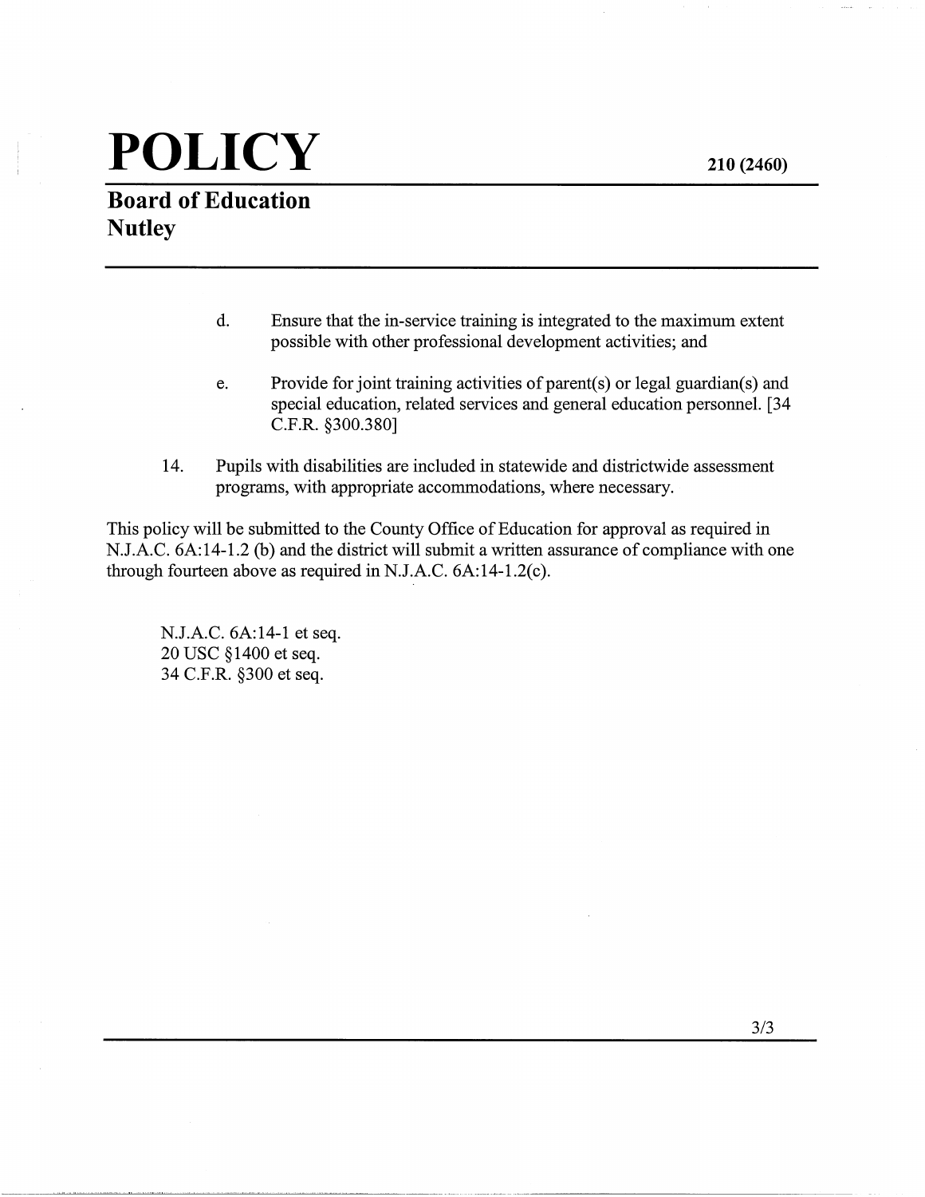d. Ensure that the in-service training is integrated to the maximum extent possible with other professional development activities; and

e. Provide for joint training activities of parent(s) or legal guardian(s) and special education, related services and general education personnel. [34 C.F.R. §300.380]

14. Pupils with disabilities are included in statewide and districtwide assessment programs, with appropriate accommodations, where necessary.

This policy will be submitted to the County Office of Education for approval as required in N.J.A.C. 6A:14-1.2 (b) and the district will submit a written assurance of compliance with one through fourteen above as required in N.J.A.C. 6A:14-1.2(c).

N.J.A.C. 6A:14-1 et seq.
20 USC §1400 et seq.
34 C.F.R. §300 et seq.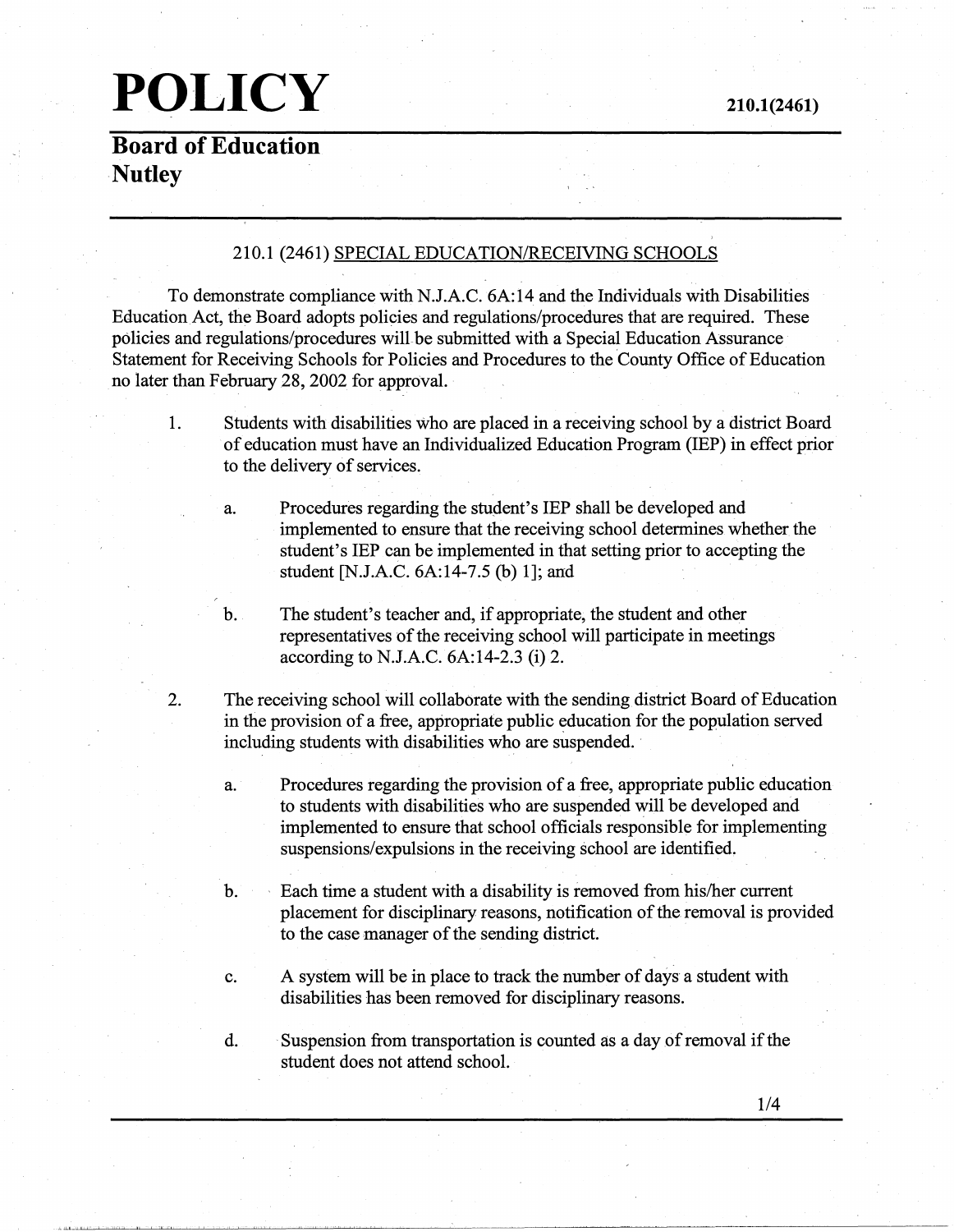# POLICY

210.1(2461)

## Board of Education
## Nutley

### 210.1 (2461) SPECIAL EDUCATION/RECEIVING SCHOOLS

To demonstrate compliance with N.J.A.C. 6A:14 and the Individuals with Disabilities Education Act, the Board adopts policies and regulations/procedures that are required. These policies and regulations/procedures will be submitted with a Special Education Assurance Statement for Receiving Schools for Policies and Procedures to the County Office of Education no later than February 28, 2002 for approval.

1. Students with disabilities who are placed in a receiving school by a district Board of education must have an Individualized Education Program (IEP) in effect prior to the delivery of services.

   a. Procedures regarding the student's IEP shall be developed and implemented to ensure that the receiving school determines whether the student's IEP can be implemented in that setting prior to accepting the student [N.J.A.C. 6A:14-7.5 (b) 1]; and

   b. The student's teacher and, if appropriate, the student and other representatives of the receiving school will participate in meetings according to N.J.A.C. 6A:14-2.3 (i) 2.

2. The receiving school will collaborate with the sending district Board of Education in the provision of a free, appropriate public education for the population served including students with disabilities who are suspended.

   a. Procedures regarding the provision of a free, appropriate public education to students with disabilities who are suspended will be developed and implemented to ensure that school officials responsible for implementing suspensions/expulsions in the receiving school are identified.

   b. Each time a student with a disability is removed from his/her current placement for disciplinary reasons, notification of the removal is provided to the case manager of the sending district.

   c. A system will be in place to track the number of days a student with disabilities has been removed for disciplinary reasons.

   d. Suspension from transportation is counted as a day of removal if the student does not attend school.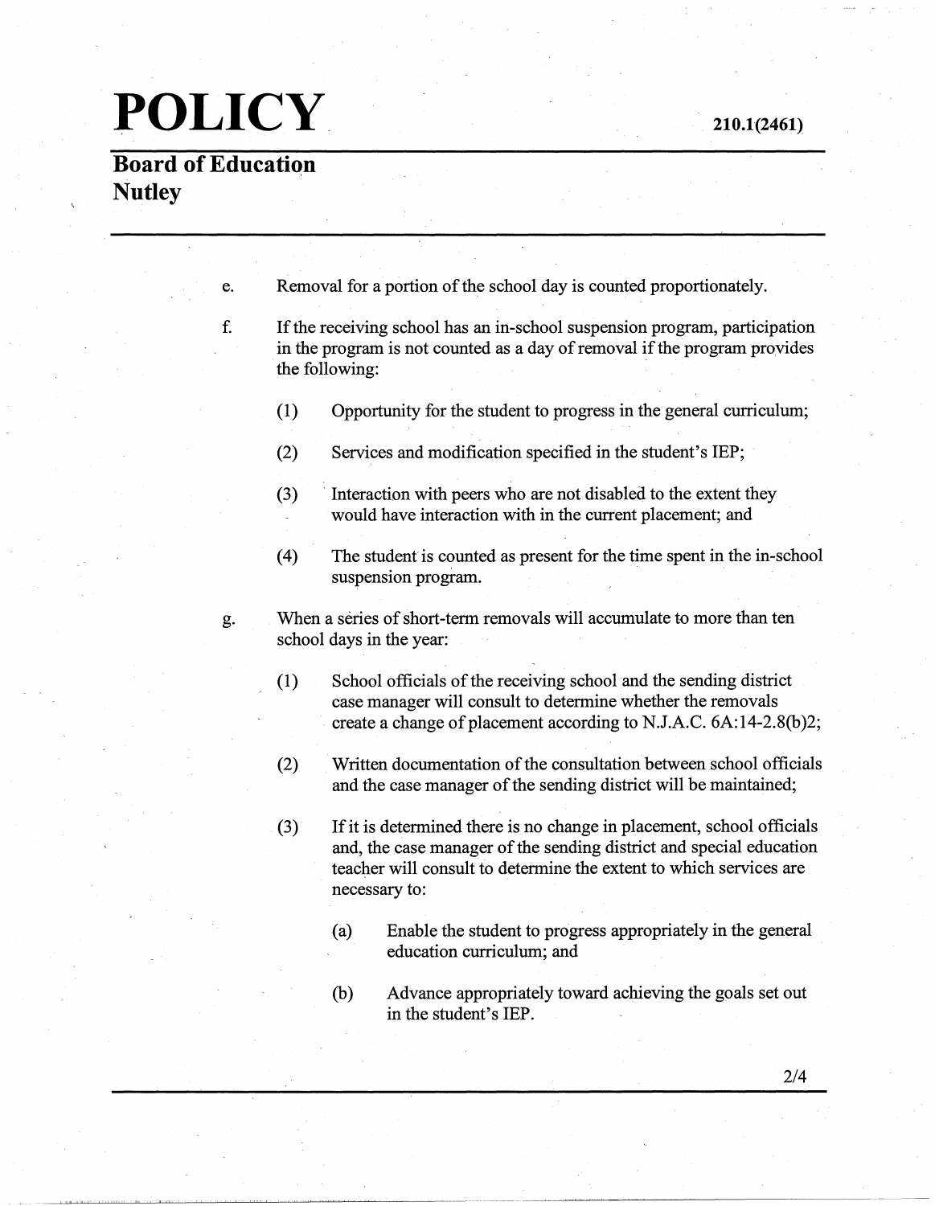e. Removal for a portion of the school day is counted proportionately.

f. If the receiving school has an in-school suspension program, participation in the program is not counted as a day of removal if the program provides the following:

   (1) Opportunity for the student to progress in the general curriculum;

   (2) Services and modification specified in the student's IEP;

   (3) Interaction with peers who are not disabled to the extent they would have interaction with in the current placement; and

   (4) The student is counted as present for the time spent in the in-school suspension program.

g. When a series of short-term removals will accumulate to more than ten school days in the year:

   (1) School officials of the receiving school and the sending district case manager will consult to determine whether the removals create a change of placement according to N.J.A.C. 6A:14-2.8(b)2;

   (2) Written documentation of the consultation between school officials and the case manager of the sending district will be maintained;

   (3) If it is determined there is no change in placement, school officials and, the case manager of the sending district and special education teacher will consult to determine the extent to which services are necessary to:

      (a) Enable the student to progress appropriately in the general education curriculum; and

      (b) Advance appropriately toward achieving the goals set out in the student's IEP.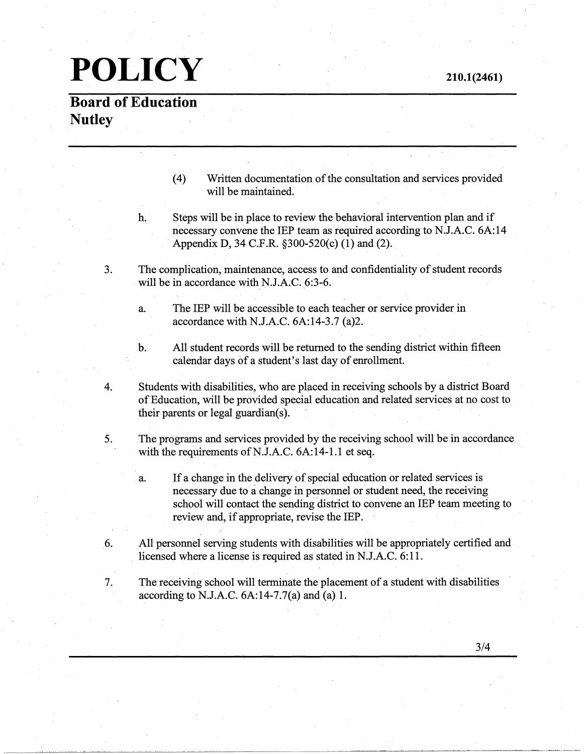(4) Written documentation of the consultation and services provided will be maintained.

h. Steps will be in place to review the behavioral intervention plan and if necessary convene the IEP team as required according to N.J.A.C. 6A:14 Appendix D, 34 C.F.R. §300-520(c) (1) and (2).

3. The complication, maintenance, access to and confidentiality of student records will be in accordance with N.J.A.C. 6:3-6.

   a. The IEP will be accessible to each teacher or service provider in accordance with N.J.A.C. 6A:14-3.7 (a)2.

   b. All student records will be returned to the sending district within fifteen calendar days of a student's last day of enrollment.

4. Students with disabilities, who are placed in receiving schools by a district Board of Education, will be provided special education and related services at no cost to their parents or legal guardian(s).

5. The programs and services provided by the receiving school will be in accordance with the requirements of N.J.A.C. 6A:14-1.1 et seq.

   a. If a change in the delivery of special education or related services is necessary due to a change in personnel or student need, the receiving school will contact the sending district to convene an IEP team meeting to review and, if appropriate, revise the IEP.

6. All personnel serving students with disabilities will be appropriately certified and licensed where a license is required as stated in N.J.A.C. 6:11.

7. The receiving school will terminate the placement of a student with disabilities according to N.J.A.C. 6A:14-7.7(a) and (a) 1.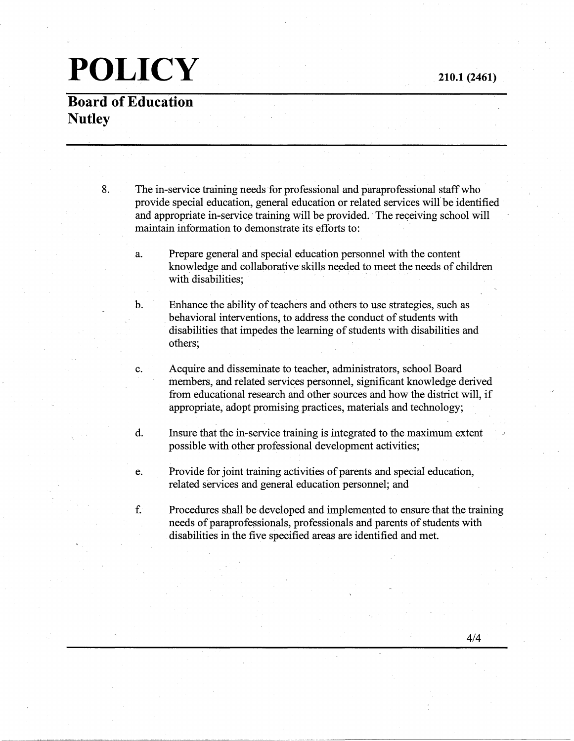8. The in-service training needs for professional and paraprofessional staff who provide special education, general education or related services will be identified and appropriate in-service training will be provided. The receiving school will maintain information to demonstrate its efforts to:

   a. Prepare general and special education personnel with the content knowledge and collaborative skills needed to meet the needs of children with disabilities;

   b. Enhance the ability of teachers and others to use strategies, such as behavioral interventions, to address the conduct of students with disabilities that impedes the learning of students with disabilities and others;

   c. Acquire and disseminate to teacher, administrators, school Board members, and related services personnel, significant knowledge derived from educational research and other sources and how the district will, if appropriate, adopt promising practices, materials and technology;

   d. Insure that the in-service training is integrated to the maximum extent possible with other professional development activities;

   e. Provide for joint training activities of parents and special education, related services and general education personnel; and

   f. Procedures shall be developed and implemented to ensure that the training needs of paraprofessionals, professionals and parents of students with disabilities in the five specified areas are identified and met.